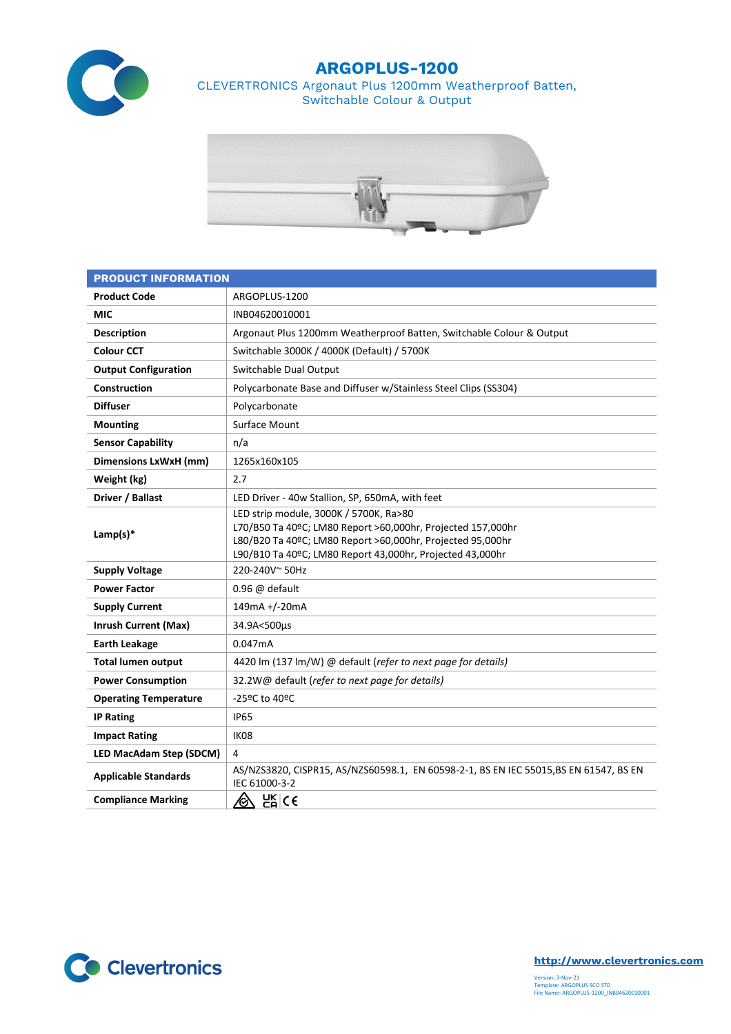# ARGOPLUS-1200

CLEVERTRONICS Argonaut Plus 1200mm Weatherproof Batten, Switchable Colour & Output

| PRODUCT INFORMATION | |
|---|---|
| **Product Code** | ARGOPLUS-1200 |
| **MIC** | INB04620010001 |
| **Description** | Argonaut Plus 1200mm Weatherproof Batten, Switchable Colour & Output |
| **Colour CCT** | Switchable 3000K / 4000K (Default) / 5700K |
| **Output Configuration** | Switchable Dual Output |
| **Construction** | Polycarbonate Base and Diffuser w/Stainless Steel Clips (SS304) |
| **Diffuser** | Polycarbonate |
| **Mounting** | Surface Mount |
| **Sensor Capability** | n/a |
| **Dimensions LxWxH (mm)** | 1265x160x105 |
| **Weight (kg)** | 2.7 |
| **Driver / Ballast** | LED Driver - 40w Stallion, SP, 650mA, with feet |
| **Lamp(s)*** | LED strip module, 3000K / 5700K, Ra>80<br>L70/B50 Ta 40ºC; LM80 Report >60,000hr, Projected 157,000hr<br>L80/B20 Ta 40ºC; LM80 Report >60,000hr, Projected 95,000hr<br>L90/B10 Ta 40ºC; LM80 Report 43,000hr, Projected 43,000hr |
| **Supply Voltage** | 220-240V~ 50Hz |
| **Power Factor** | 0.96 @ default |
| **Supply Current** | 149mA +/-20mA |
| **Inrush Current (Max)** | 34.9A<500µs |
| **Earth Leakage** | 0.047mA |
| **Total lumen output** | 4420 lm (137 lm/W) @ default (*refer to next page for details*) |
| **Power Consumption** | 32.2W@ default (*refer to next page for details*) |
| **Operating Temperature** | -25ºC to 40ºC |
| **IP Rating** | IP65 |
| **Impact Rating** | IK08 |
| **LED MacAdam Step (SDCM)** | 4 |
| **Applicable Standards** | AS/NZS3820, CISPR15, AS/NZS60598.1, EN 60598-2-1, BS EN IEC 55015,BS EN 61547, BS EN IEC 61000-3-2 |
| **Compliance Marking** | UKCA CE |

http://www.clevertronics.com

Version: 3-Nov-21
Template: ARGOPLUS SCO STD
File Name: ARGOPLUS-1200_INB04620010001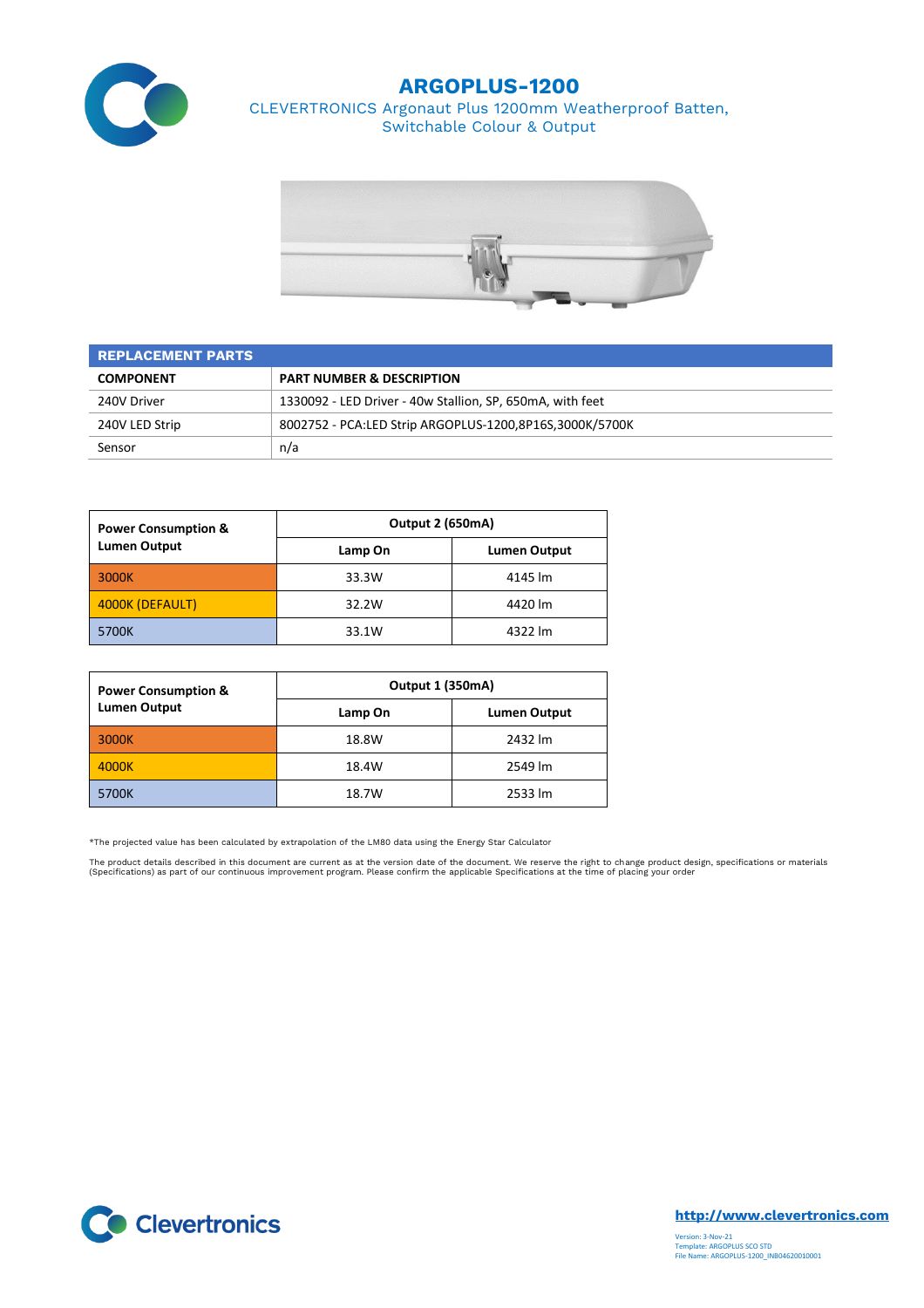# ARGOPLUS-1200

CLEVERTRONICS Argonaut Plus 1200mm Weatherproof Batten, Switchable Colour & Output

| REPLACEMENT PARTS | |
|---|---|
| **COMPONENT** | **PART NUMBER & DESCRIPTION** |
| 240V Driver | 1330092 - LED Driver - 40w Stallion, SP, 650mA, with feet |
| 240V LED Strip | 8002752 - PCA:LED Strip ARGOPLUS-1200,8P16S,3000K/5700K |
| Sensor | n/a |

| **Power Consumption & Lumen Output** | **Output 2 (650mA)** | |
|---|---|---|
| | **Lamp On** | **Lumen Output** |
| 3000K | 33.3W | 4145 lm |
| 4000K (DEFAULT) | 32.2W | 4420 lm |
| 5700K | 33.1W | 4322 lm |

| **Power Consumption & Lumen Output** | **Output 1 (350mA)** | |
|---|---|---|
| | **Lamp On** | **Lumen Output** |
| 3000K | 18.8W | 2432 lm |
| 4000K | 18.4W | 2549 lm |
| 5700K | 18.7W | 2533 lm |

*The projected value has been calculated by extrapolation of the LM80 data using the Energy Star Calculator

The product details described in this document are current as at the version date of the document. We reserve the right to change product design, specifications or materials (Specifications) as part of our continuous improvement program. Please confirm the applicable Specifications at the time of placing your order

Clevertronics

http://www.clevertronics.com

Version: 3-Nov-21
Template: ARGOPLUS SCO STD
File Name: ARGOPLUS-1200_IN804620010001